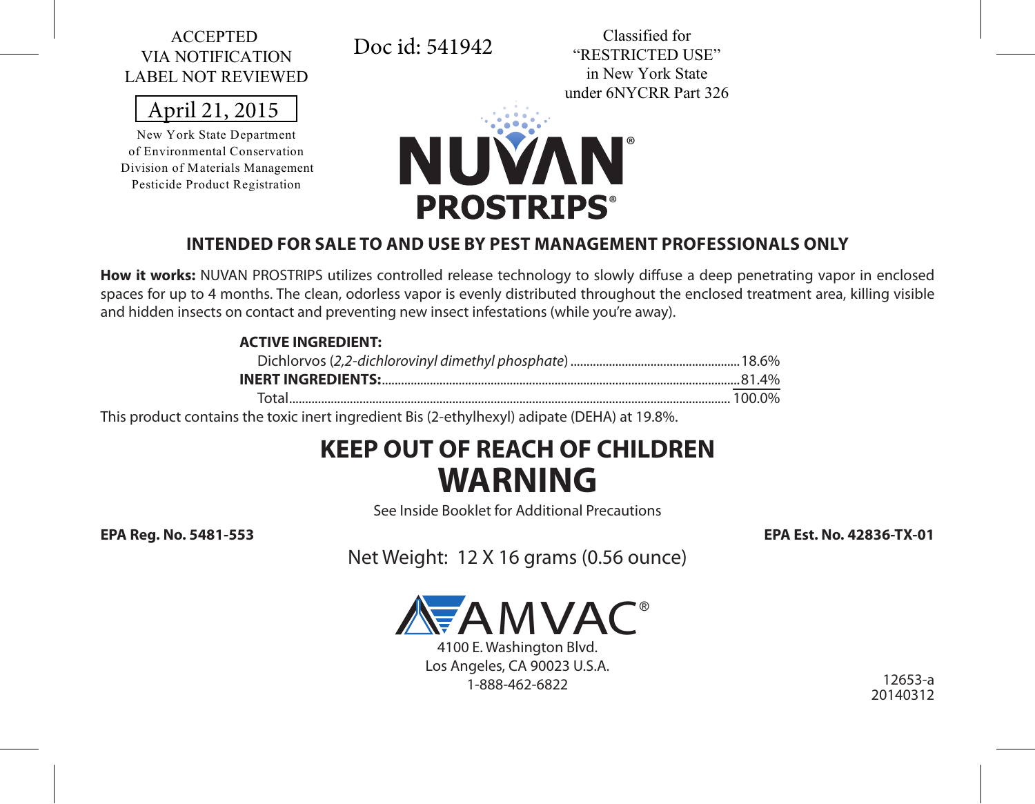ACCEPTED
VIA NOTIFICATION
LABEL NOT REVIEWED

April 21, 2015

New York State Department
of Environmental Conservation
Division of Materials Management
Pesticide Product Registration

Doc id: 541942

Classified for
"RESTRICTED USE"
in New York State
under 6NYCRR Part 326

# NUVAN® PROSTRIPS®

## INTENDED FOR SALE TO AND USE BY PEST MANAGEMENT PROFESSIONALS ONLY

**How it works:** NUVAN PROSTRIPS utilizes controlled release technology to slowly diffuse a deep penetrating vapor in enclosed spaces for up to 4 months. The clean, odorless vapor is evenly distributed throughout the enclosed treatment area, killing visible and hidden insects on contact and preventing new insect infestations (while you're away).

| | |
|---|---|
| **ACTIVE INGREDIENT:** | |
| Dichlorvos (*2,2-dichlorovinyl dimethyl phosphate*) | 18.6% |
| **INERT INGREDIENTS:** | 81.4% |
| Total | 100.0% |

This product contains the toxic inert ingredient Bis (2-ethylhexyl) adipate (DEHA) at 19.8%.

## KEEP OUT OF REACH OF CHILDREN

# WARNING

See Inside Booklet for Additional Precautions

**EPA Reg. No. 5481-553**

**EPA Est. No. 42836-TX-01**

Net Weight: 12 X 16 grams (0.56 ounce)

AMVAC®
4100 E. Washington Blvd.
Los Angeles, CA 90023 U.S.A.
1-888-462-6822

12653-a
20140312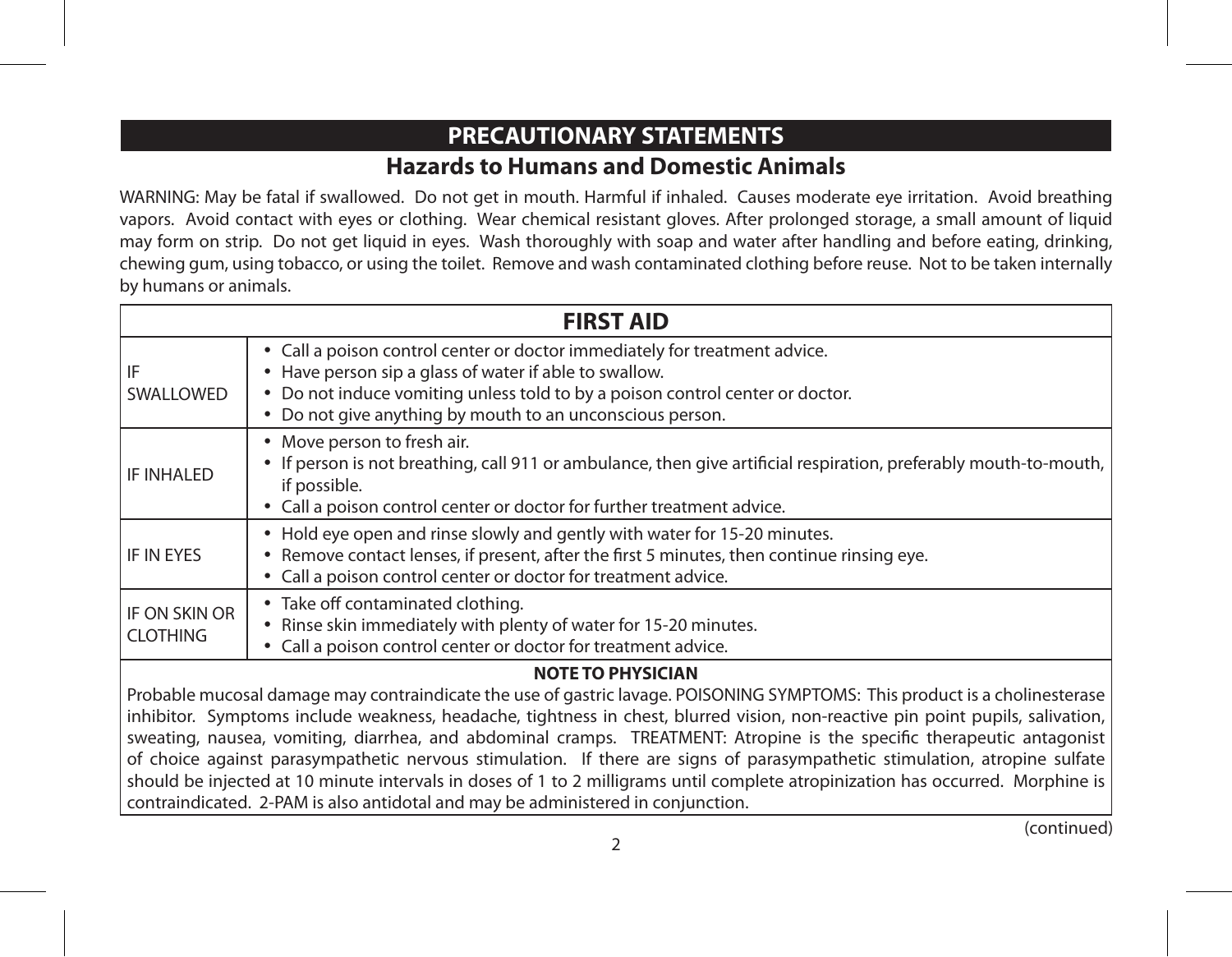## PRECAUTIONARY STATEMENTS

### Hazards to Humans and Domestic Animals

WARNING: May be fatal if swallowed. Do not get in mouth. Harmful if inhaled. Causes moderate eye irritation. Avoid breathing vapors. Avoid contact with eyes or clothing. Wear chemical resistant gloves. After prolonged storage, a small amount of liquid may form on strip. Do not get liquid in eyes. Wash thoroughly with soap and water after handling and before eating, drinking, chewing gum, using tobacco, or using the toilet. Remove and wash contaminated clothing before reuse. Not to be taken internally by humans or animals.

| FIRST AID | |
|---|---|
| IF SWALLOWED | • Call a poison control center or doctor immediately for treatment advice.<br>• Have person sip a glass of water if able to swallow.<br>• Do not induce vomiting unless told to by a poison control center or doctor.<br>• Do not give anything by mouth to an unconscious person. |
| IF INHALED | • Move person to fresh air.<br>• If person is not breathing, call 911 or ambulance, then give artificial respiration, preferably mouth-to-mouth, if possible.<br>• Call a poison control center or doctor for further treatment advice. |
| IF IN EYES | • Hold eye open and rinse slowly and gently with water for 15-20 minutes.<br>• Remove contact lenses, if present, after the first 5 minutes, then continue rinsing eye.<br>• Call a poison control center or doctor for treatment advice. |
| IF ON SKIN OR CLOTHING | • Take off contaminated clothing.<br>• Rinse skin immediately with plenty of water for 15-20 minutes.<br>• Call a poison control center or doctor for treatment advice. |

**NOTE TO PHYSICIAN**

Probable mucosal damage may contraindicate the use of gastric lavage. POISONING SYMPTOMS: This product is a cholinesterase inhibitor. Symptoms include weakness, headache, tightness in chest, blurred vision, non-reactive pin point pupils, salivation, sweating, nausea, vomiting, diarrhea, and abdominal cramps. TREATMENT: Atropine is the specific therapeutic antagonist of choice against parasympathetic nervous stimulation. If there are signs of parasympathetic stimulation, atropine sulfate should be injected at 10 minute intervals in doses of 1 to 2 milligrams until complete atropinization has occurred. Morphine is contraindicated. 2-PAM is also antidotal and may be administered in conjunction.

(continued)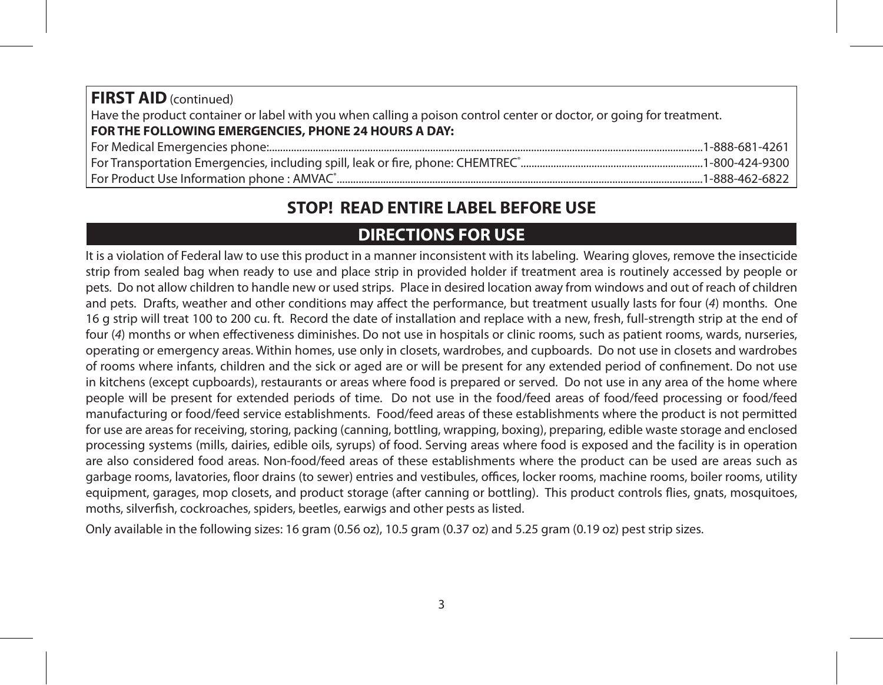**FIRST AID** (continued)

Have the product container or label with you when calling a poison control center or doctor, or going for treatment.

**FOR THE FOLLOWING EMERGENCIES, PHONE 24 HOURS A DAY:**

For Medical Emergencies phone:........................................1-888-681-4261

For Transportation Emergencies, including spill, leak or fire, phone: CHEMTREC®........................................1-800-424-9300

For Product Use Information phone : AMVAC®........................................1-888-462-6822

## STOP! READ ENTIRE LABEL BEFORE USE

## DIRECTIONS FOR USE

It is a violation of Federal law to use this product in a manner inconsistent with its labeling. Wearing gloves, remove the insecticide strip from sealed bag when ready to use and place strip in provided holder if treatment area is routinely accessed by people or pets. Do not allow children to handle new or used strips. Place in desired location away from windows and out of reach of children and pets. Drafts, weather and other conditions may affect the performance, but treatment usually lasts for four (*4*) months. One 16 g strip will treat 100 to 200 cu. ft. Record the date of installation and replace with a new, fresh, full-strength strip at the end of four (*4*) months or when effectiveness diminishes. Do not use in hospitals or clinic rooms, such as patient rooms, wards, nurseries, operating or emergency areas. Within homes, use only in closets, wardrobes, and cupboards. Do not use in closets and wardrobes of rooms where infants, children and the sick or aged are or will be present for any extended period of confinement. Do not use in kitchens (except cupboards), restaurants or areas where food is prepared or served. Do not use in any area of the home where people will be present for extended periods of time. Do not use in the food/feed areas of food/feed processing or food/feed manufacturing or food/feed service establishments. Food/feed areas of these establishments where the product is not permitted for use are areas for receiving, storing, packing (canning, bottling, wrapping, boxing), preparing, edible waste storage and enclosed processing systems (mills, dairies, edible oils, syrups) of food. Serving areas where food is exposed and the facility is in operation are also considered food areas. Non-food/feed areas of these establishments where the product can be used are areas such as garbage rooms, lavatories, floor drains (to sewer) entries and vestibules, offices, locker rooms, machine rooms, boiler rooms, utility equipment, garages, mop closets, and product storage (after canning or bottling). This product controls flies, gnats, mosquitoes, moths, silverfish, cockroaches, spiders, beetles, earwigs and other pests as listed.

Only available in the following sizes: 16 gram (0.56 oz), 10.5 gram (0.37 oz) and 5.25 gram (0.19 oz) pest strip sizes.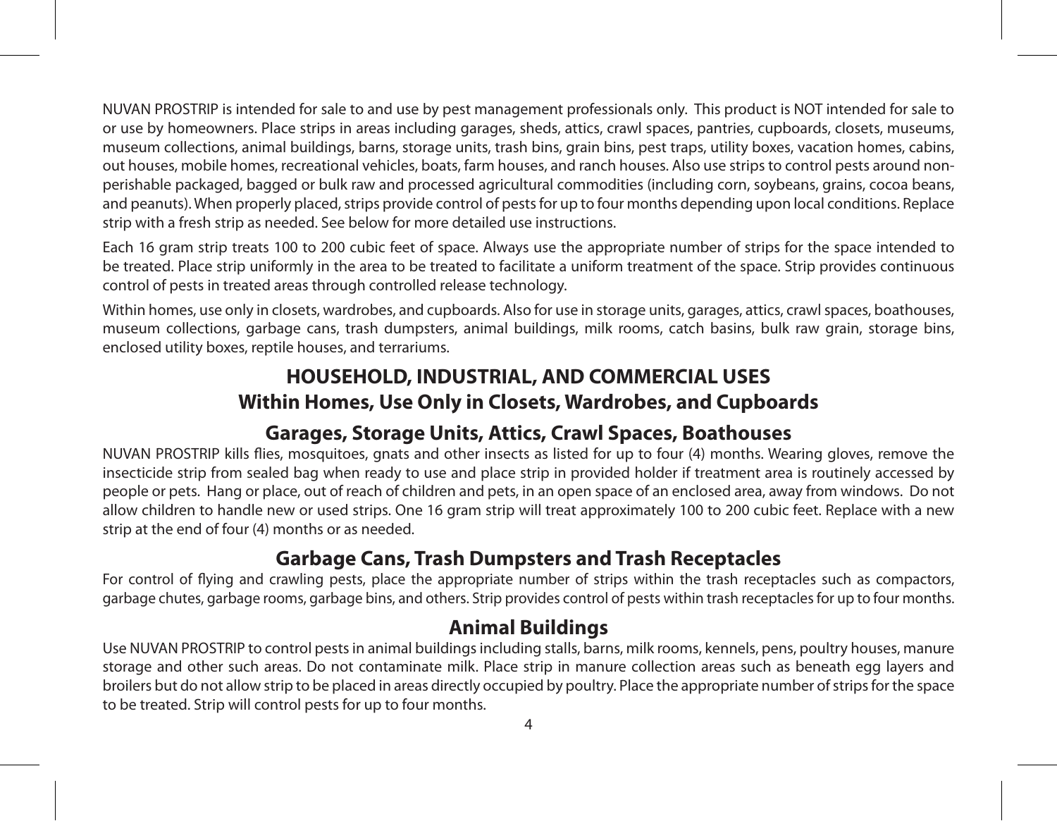NUVAN PROSTRIP is intended for sale to and use by pest management professionals only. This product is NOT intended for sale to or use by homeowners. Place strips in areas including garages, sheds, attics, crawl spaces, pantries, cupboards, closets, museums, museum collections, animal buildings, barns, storage units, trash bins, grain bins, pest traps, utility boxes, vacation homes, cabins, out houses, mobile homes, recreational vehicles, boats, farm houses, and ranch houses. Also use strips to control pests around non-perishable packaged, bagged or bulk raw and processed agricultural commodities (including corn, soybeans, grains, cocoa beans, and peanuts). When properly placed, strips provide control of pests for up to four months depending upon local conditions. Replace strip with a fresh strip as needed. See below for more detailed use instructions.

Each 16 gram strip treats 100 to 200 cubic feet of space. Always use the appropriate number of strips for the space intended to be treated. Place strip uniformly in the area to be treated to facilitate a uniform treatment of the space. Strip provides continuous control of pests in treated areas through controlled release technology.

Within homes, use only in closets, wardrobes, and cupboards. Also for use in storage units, garages, attics, crawl spaces, boathouses, museum collections, garbage cans, trash dumpsters, animal buildings, milk rooms, catch basins, bulk raw grain, storage bins, enclosed utility boxes, reptile houses, and terrariums.

## HOUSEHOLD, INDUSTRIAL, AND COMMERCIAL USES

## Within Homes, Use Only in Closets, Wardrobes, and Cupboards

### Garages, Storage Units, Attics, Crawl Spaces, Boathouses

NUVAN PROSTRIP kills flies, mosquitoes, gnats and other insects as listed for up to four (4) months. Wearing gloves, remove the insecticide strip from sealed bag when ready to use and place strip in provided holder if treatment area is routinely accessed by people or pets. Hang or place, out of reach of children and pets, in an open space of an enclosed area, away from windows. Do not allow children to handle new or used strips. One 16 gram strip will treat approximately 100 to 200 cubic feet. Replace with a new strip at the end of four (4) months or as needed.

### Garbage Cans, Trash Dumpsters and Trash Receptacles

For control of flying and crawling pests, place the appropriate number of strips within the trash receptacles such as compactors, garbage chutes, garbage rooms, garbage bins, and others. Strip provides control of pests within trash receptacles for up to four months.

### Animal Buildings

Use NUVAN PROSTRIP to control pests in animal buildings including stalls, barns, milk rooms, kennels, pens, poultry houses, manure storage and other such areas. Do not contaminate milk. Place strip in manure collection areas such as beneath egg layers and broilers but do not allow strip to be placed in areas directly occupied by poultry. Place the appropriate number of strips for the space to be treated. Strip will control pests for up to four months.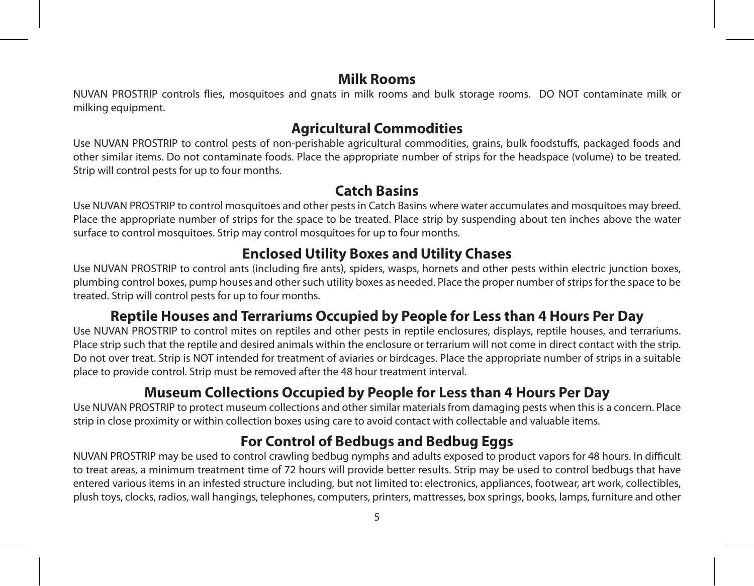## Milk Rooms

NUVAN PROSTRIP controls flies, mosquitoes and gnats in milk rooms and bulk storage rooms. DO NOT contaminate milk or milking equipment.

## Agricultural Commodities

Use NUVAN PROSTRIP to control pests of non-perishable agricultural commodities, grains, bulk foodstuffs, packaged foods and other similar items. Do not contaminate foods. Place the appropriate number of strips for the headspace (volume) to be treated. Strip will control pests for up to four months.

## Catch Basins

Use NUVAN PROSTRIP to control mosquitoes and other pests in Catch Basins where water accumulates and mosquitoes may breed. Place the appropriate number of strips for the space to be treated. Place strip by suspending about ten inches above the water surface to control mosquitoes. Strip may control mosquitoes for up to four months.

## Enclosed Utility Boxes and Utility Chases

Use NUVAN PROSTRIP to control ants (including fire ants), spiders, wasps, hornets and other pests within electric junction boxes, plumbing control boxes, pump houses and other such utility boxes as needed. Place the proper number of strips for the space to be treated. Strip will control pests for up to four months.

## Reptile Houses and Terrariums Occupied by People for Less than 4 Hours Per Day

Use NUVAN PROSTRIP to control mites on reptiles and other pests in reptile enclosures, displays, reptile houses, and terrariums. Place strip such that the reptile and desired animals within the enclosure or terrarium will not come in direct contact with the strip. Do not over treat. Strip is NOT intended for treatment of aviaries or birdcages. Place the appropriate number of strips in a suitable place to provide control. Strip must be removed after the 48 hour treatment interval.

## Museum Collections Occupied by People for Less than 4 Hours Per Day

Use NUVAN PROSTRIP to protect museum collections and other similar materials from damaging pests when this is a concern. Place strip in close proximity or within collection boxes using care to avoid contact with collectable and valuable items.

## For Control of Bedbugs and Bedbug Eggs

NUVAN PROSTRIP may be used to control crawling bedbug nymphs and adults exposed to product vapors for 48 hours. In difficult to treat areas, a minimum treatment time of 72 hours will provide better results. Strip may be used to control bedbugs that have entered various items in an infested structure including, but not limited to: electronics, appliances, footwear, art work, collectibles, plush toys, clocks, radios, wall hangings, telephones, computers, printers, mattresses, box springs, books, lamps, furniture and other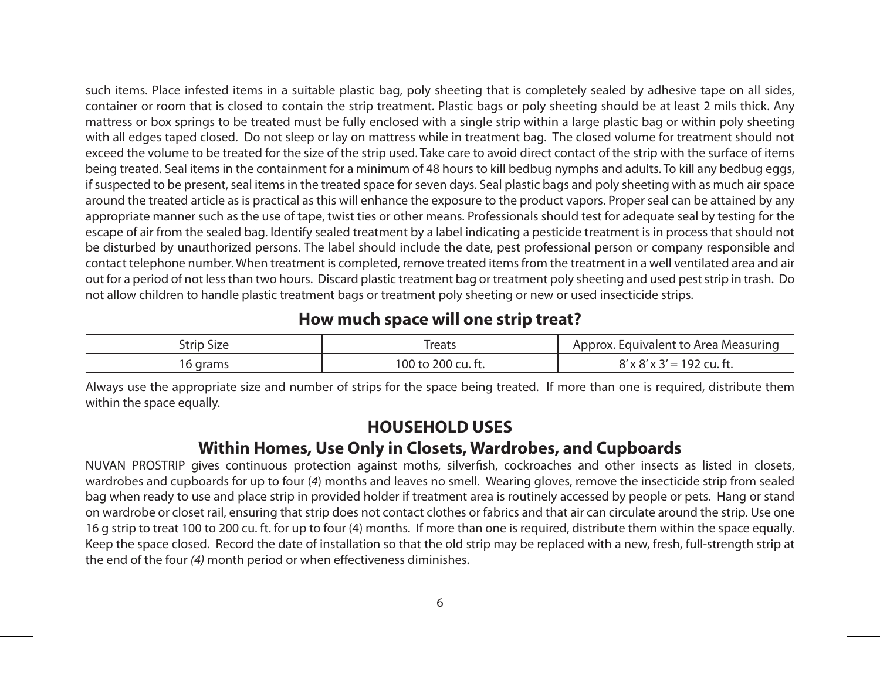such items. Place infested items in a suitable plastic bag, poly sheeting that is completely sealed by adhesive tape on all sides, container or room that is closed to contain the strip treatment. Plastic bags or poly sheeting should be at least 2 mils thick. Any mattress or box springs to be treated must be fully enclosed with a single strip within a large plastic bag or within poly sheeting with all edges taped closed. Do not sleep or lay on mattress while in treatment bag. The closed volume for treatment should not exceed the volume to be treated for the size of the strip used. Take care to avoid direct contact of the strip with the surface of items being treated. Seal items in the containment for a minimum of 48 hours to kill bedbug nymphs and adults. To kill any bedbug eggs, if suspected to be present, seal items in the treated space for seven days. Seal plastic bags and poly sheeting with as much air space around the treated article as is practical as this will enhance the exposure to the product vapors. Proper seal can be attained by any appropriate manner such as the use of tape, twist ties or other means. Professionals should test for adequate seal by testing for the escape of air from the sealed bag. Identify sealed treatment by a label indicating a pesticide treatment is in process that should not be disturbed by unauthorized persons. The label should include the date, pest professional person or company responsible and contact telephone number. When treatment is completed, remove treated items from the treatment in a well ventilated area and air out for a period of not less than two hours. Discard plastic treatment bag or treatment poly sheeting and used pest strip in trash. Do not allow children to handle plastic treatment bags or treatment poly sheeting or new or used insecticide strips.

## How much space will one strip treat?

| Strip Size | Treats | Approx. Equivalent to Area Measuring |
|---|---|---|
| 16 grams | 100 to 200 cu. ft. | 8' x 8' x 3' = 192 cu. ft. |

Always use the appropriate size and number of strips for the space being treated. If more than one is required, distribute them within the space equally.

## HOUSEHOLD USES

## Within Homes, Use Only in Closets, Wardrobes, and Cupboards

NUVAN PROSTRIP gives continuous protection against moths, silverfish, cockroaches and other insects as listed in closets, wardrobes and cupboards for up to four (*4*) months and leaves no smell. Wearing gloves, remove the insecticide strip from sealed bag when ready to use and place strip in provided holder if treatment area is routinely accessed by people or pets. Hang or stand on wardrobe or closet rail, ensuring that strip does not contact clothes or fabrics and that air can circulate around the strip. Use one 16 g strip to treat 100 to 200 cu. ft. for up to four (4) months. If more than one is required, distribute them within the space equally. Keep the space closed. Record the date of installation so that the old strip may be replaced with a new, fresh, full-strength strip at the end of the four *(4)* month period or when effectiveness diminishes.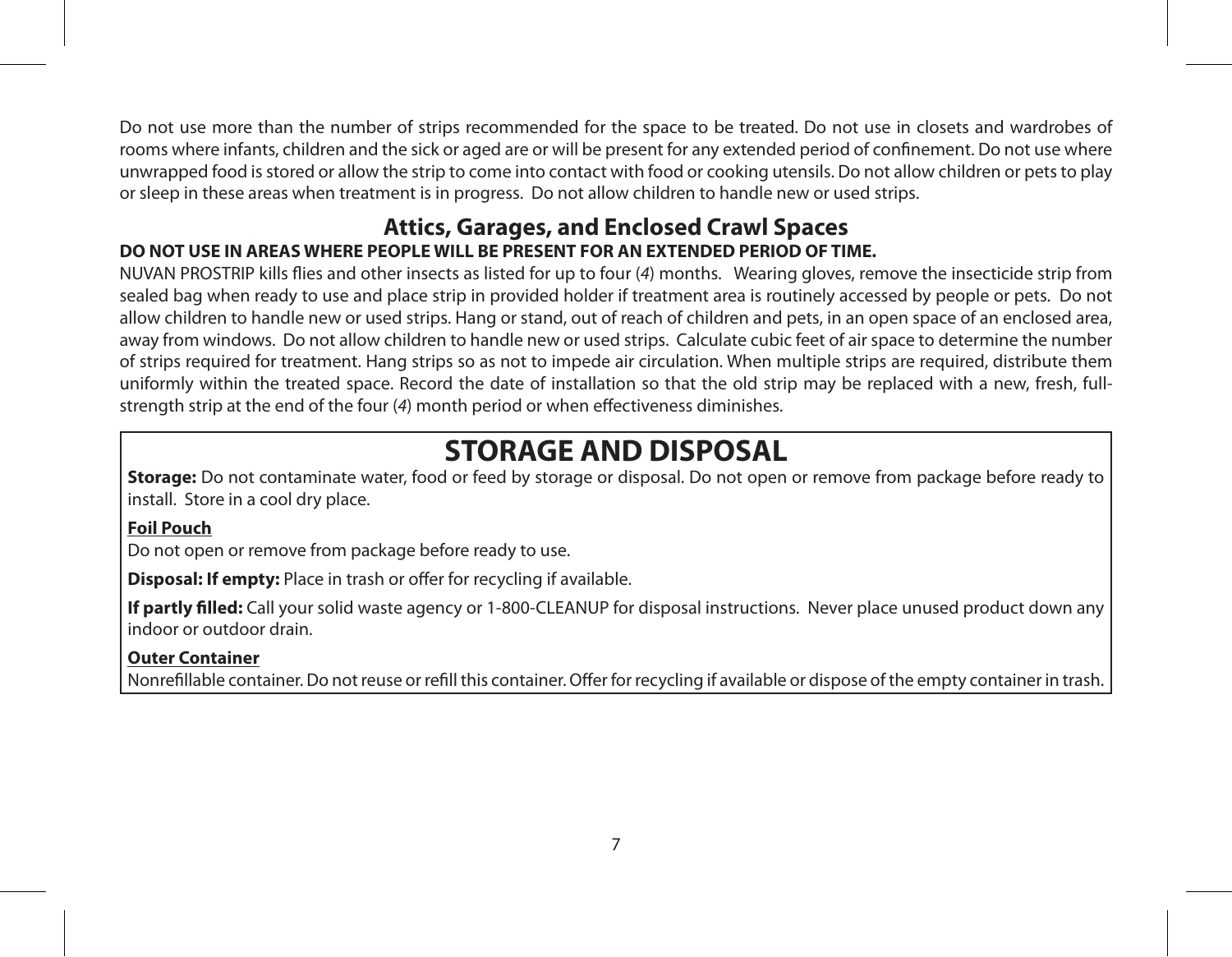Do not use more than the number of strips recommended for the space to be treated. Do not use in closets and wardrobes of rooms where infants, children and the sick or aged are or will be present for any extended period of confinement. Do not use where unwrapped food is stored or allow the strip to come into contact with food or cooking utensils. Do not allow children or pets to play or sleep in these areas when treatment is in progress. Do not allow children to handle new or used strips.

## Attics, Garages, and Enclosed Crawl Spaces

**DO NOT USE IN AREAS WHERE PEOPLE WILL BE PRESENT FOR AN EXTENDED PERIOD OF TIME.**

NUVAN PROSTRIP kills flies and other insects as listed for up to four (*4*) months. Wearing gloves, remove the insecticide strip from sealed bag when ready to use and place strip in provided holder if treatment area is routinely accessed by people or pets. Do not allow children to handle new or used strips. Hang or stand, out of reach of children and pets, in an open space of an enclosed area, away from windows. Do not allow children to handle new or used strips. Calculate cubic feet of air space to determine the number of strips required for treatment. Hang strips so as not to impede air circulation. When multiple strips are required, distribute them uniformly within the treated space. Record the date of installation so that the old strip may be replaced with a new, fresh, full-strength strip at the end of the four (*4*) month period or when effectiveness diminishes.

# STORAGE AND DISPOSAL

**Storage:** Do not contaminate water, food or feed by storage or disposal. Do not open or remove from package before ready to install. Store in a cool dry place.

**Foil Pouch**

Do not open or remove from package before ready to use.

**Disposal: If empty:** Place in trash or offer for recycling if available.

**If partly filled:** Call your solid waste agency or 1-800-CLEANUP for disposal instructions. Never place unused product down any indoor or outdoor drain.

**Outer Container**

Nonrefillable container. Do not reuse or refill this container. Offer for recycling if available or dispose of the empty container in trash.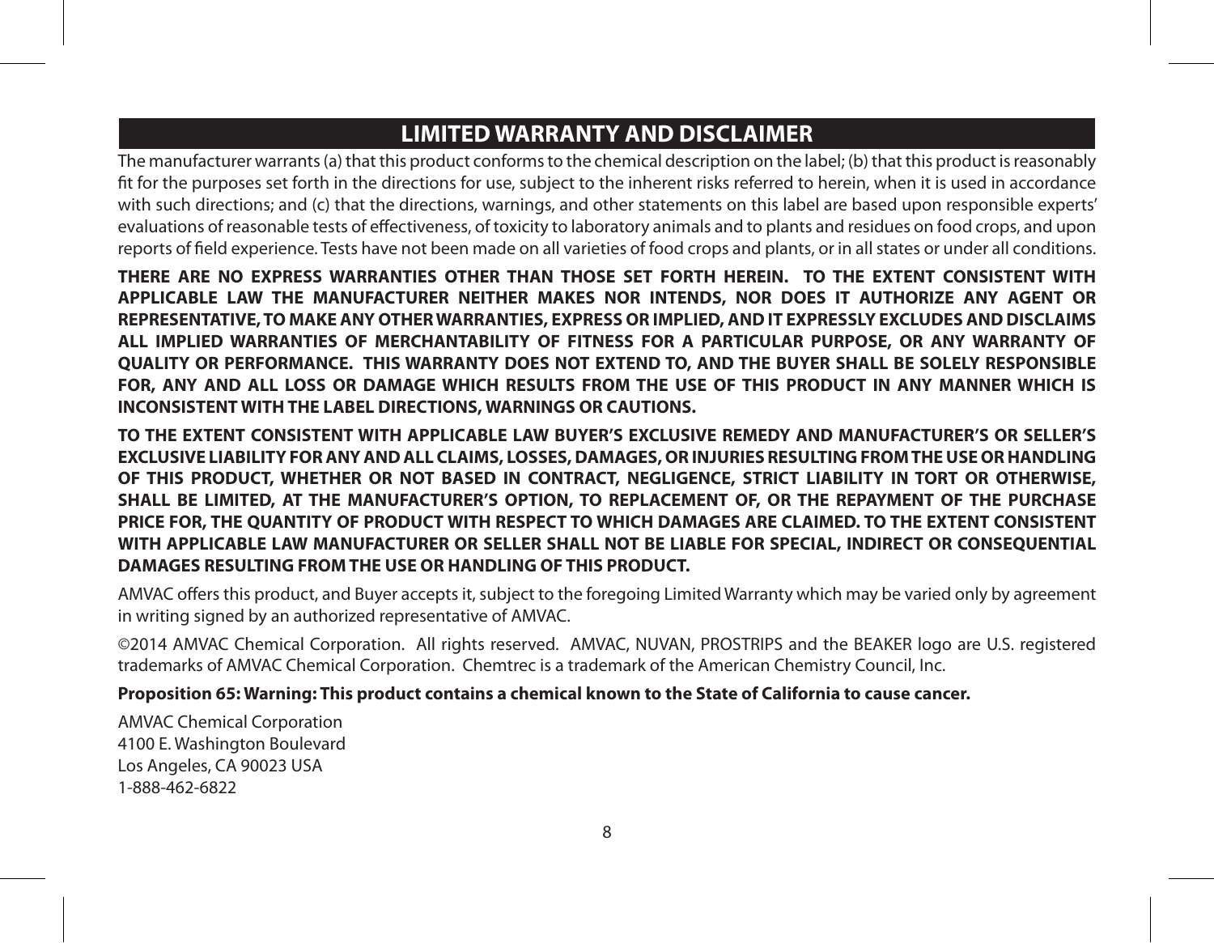## LIMITED WARRANTY AND DISCLAIMER

The manufacturer warrants (a) that this product conforms to the chemical description on the label; (b) that this product is reasonably fit for the purposes set forth in the directions for use, subject to the inherent risks referred to herein, when it is used in accordance with such directions; and (c) that the directions, warnings, and other statements on this label are based upon responsible experts' evaluations of reasonable tests of effectiveness, of toxicity to laboratory animals and to plants and residues on food crops, and upon reports of field experience. Tests have not been made on all varieties of food crops and plants, or in all states or under all conditions.

**THERE ARE NO EXPRESS WARRANTIES OTHER THAN THOSE SET FORTH HEREIN. TO THE EXTENT CONSISTENT WITH APPLICABLE LAW THE MANUFACTURER NEITHER MAKES NOR INTENDS, NOR DOES IT AUTHORIZE ANY AGENT OR REPRESENTATIVE, TO MAKE ANY OTHER WARRANTIES, EXPRESS OR IMPLIED, AND IT EXPRESSLY EXCLUDES AND DISCLAIMS ALL IMPLIED WARRANTIES OF MERCHANTABILITY OF FITNESS FOR A PARTICULAR PURPOSE, OR ANY WARRANTY OF QUALITY OR PERFORMANCE. THIS WARRANTY DOES NOT EXTEND TO, AND THE BUYER SHALL BE SOLELY RESPONSIBLE FOR, ANY AND ALL LOSS OR DAMAGE WHICH RESULTS FROM THE USE OF THIS PRODUCT IN ANY MANNER WHICH IS INCONSISTENT WITH THE LABEL DIRECTIONS, WARNINGS OR CAUTIONS.**

**TO THE EXTENT CONSISTENT WITH APPLICABLE LAW BUYER'S EXCLUSIVE REMEDY AND MANUFACTURER'S OR SELLER'S EXCLUSIVE LIABILITY FOR ANY AND ALL CLAIMS, LOSSES, DAMAGES, OR INJURIES RESULTING FROM THE USE OR HANDLING OF THIS PRODUCT, WHETHER OR NOT BASED IN CONTRACT, NEGLIGENCE, STRICT LIABILITY IN TORT OR OTHERWISE, SHALL BE LIMITED, AT THE MANUFACTURER'S OPTION, TO REPLACEMENT OF, OR THE REPAYMENT OF THE PURCHASE PRICE FOR, THE QUANTITY OF PRODUCT WITH RESPECT TO WHICH DAMAGES ARE CLAIMED. TO THE EXTENT CONSISTENT WITH APPLICABLE LAW MANUFACTURER OR SELLER SHALL NOT BE LIABLE FOR SPECIAL, INDIRECT OR CONSEQUENTIAL DAMAGES RESULTING FROM THE USE OR HANDLING OF THIS PRODUCT.**

AMVAC offers this product, and Buyer accepts it, subject to the foregoing Limited Warranty which may be varied only by agreement in writing signed by an authorized representative of AMVAC.

©2014 AMVAC Chemical Corporation. All rights reserved. AMVAC, NUVAN, PROSTRIPS and the BEAKER logo are U.S. registered trademarks of AMVAC Chemical Corporation. Chemtrec is a trademark of the American Chemistry Council, Inc.

**Proposition 65: Warning: This product contains a chemical known to the State of California to cause cancer.**

AMVAC Chemical Corporation
4100 E. Washington Boulevard
Los Angeles, CA 90023 USA
1-888-462-6822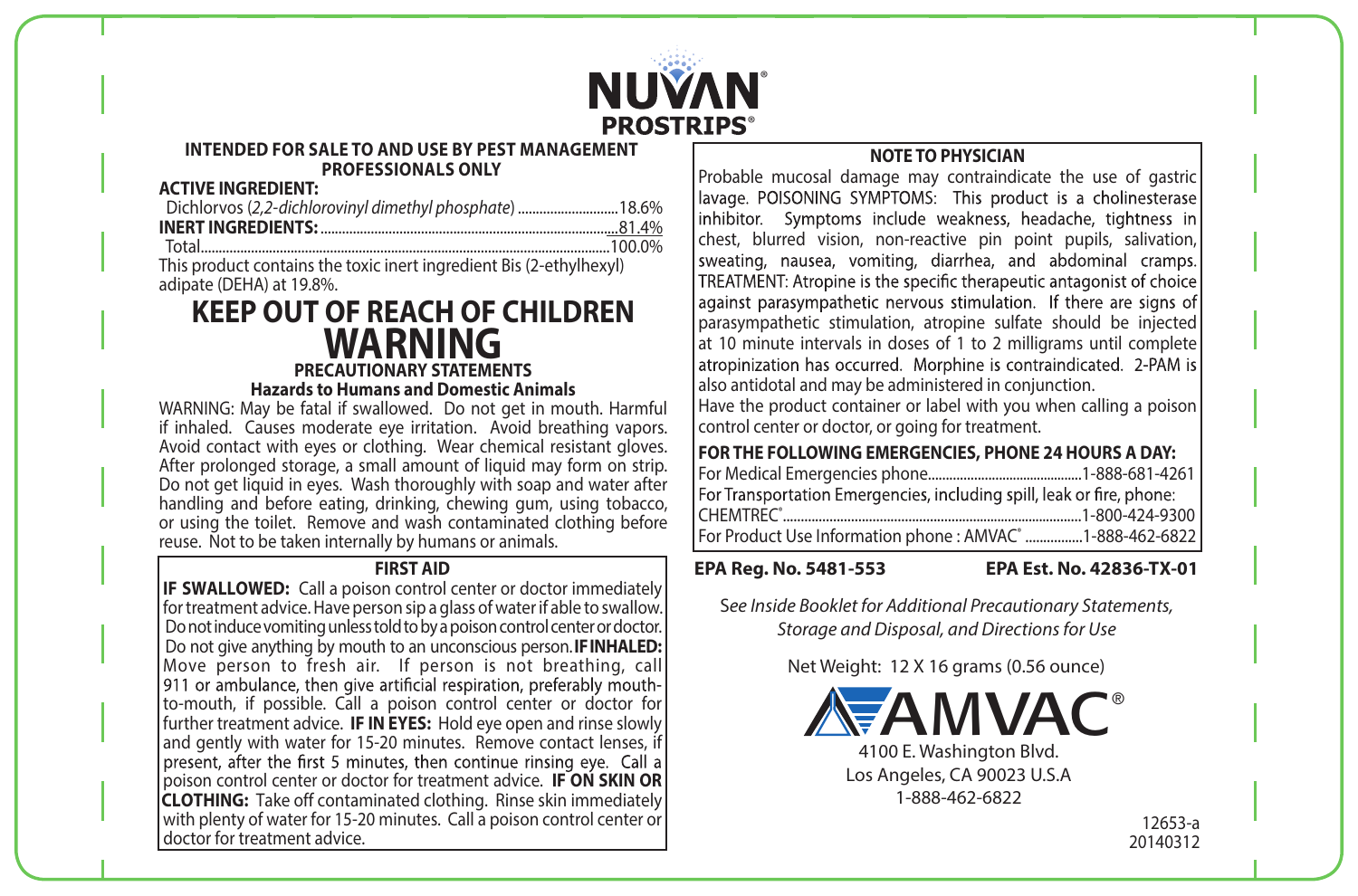# NUVAN® PROSTRIPS®

**INTENDED FOR SALE TO AND USE BY PEST MANAGEMENT PROFESSIONALS ONLY**

**ACTIVE INGREDIENT:**

| | |
|---|---|
| Dichlorvos (*2,2-dichlorovinyl dimethyl phosphate*) | 18.6% |
| **INERT INGREDIENTS:** | 81.4% |
| Total | 100.0% |

This product contains the toxic inert ingredient Bis (2-ethylhexyl) adipate (DEHA) at 19.8%.

## KEEP OUT OF REACH OF CHILDREN

## WARNING

### PRECAUTIONARY STATEMENTS

**Hazards to Humans and Domestic Animals**

WARNING: May be fatal if swallowed. Do not get in mouth. Harmful if inhaled. Causes moderate eye irritation. Avoid breathing vapors. Avoid contact with eyes or clothing. Wear chemical resistant gloves. After prolonged storage, a small amount of liquid may form on strip. Do not get liquid in eyes. Wash thoroughly with soap and water after handling and before eating, drinking, chewing gum, using tobacco, or using the toilet. Remove and wash contaminated clothing before reuse. Not to be taken internally by humans or animals.

### FIRST AID

**IF SWALLOWED:** Call a poison control center or doctor immediately for treatment advice. Have person sip a glass of water if able to swallow. Do not induce vomiting unless told to by a poison control center or doctor. Do not give anything by mouth to an unconscious person. **IF INHALED:** Move person to fresh air. If person is not breathing, call 911 or ambulance, then give artificial respiration, preferably mouth-to-mouth, if possible. Call a poison control center or doctor for further treatment advice. **IF IN EYES:** Hold eye open and rinse slowly and gently with water for 15-20 minutes. Remove contact lenses, if present, after the first 5 minutes, then continue rinsing eye. Call a poison control center or doctor for treatment advice. **IF ON SKIN OR CLOTHING:** Take off contaminated clothing. Rinse skin immediately with plenty of water for 15-20 minutes. Call a poison control center or doctor for treatment advice.

### NOTE TO PHYSICIAN

Probable mucosal damage may contraindicate the use of gastric lavage. POISONING SYMPTOMS: This product is a cholinesterase inhibitor. Symptoms include weakness, headache, tightness in chest, blurred vision, non-reactive pin point pupils, salivation, sweating, nausea, vomiting, diarrhea, and abdominal cramps. TREATMENT: Atropine is the specific therapeutic antagonist of choice against parasympathetic nervous stimulation. If there are signs of parasympathetic stimulation, atropine sulfate should be injected at 10 minute intervals in doses of 1 to 2 milligrams until complete atropinization has occurred. Morphine is contraindicated. 2-PAM is also antidotal and may be administered in conjunction.

Have the product container or label with you when calling a poison control center or doctor, or going for treatment.

**FOR THE FOLLOWING EMERGENCIES, PHONE 24 HOURS A DAY:**

For Medical Emergencies phone....1-888-681-4261

For Transportation Emergencies, including spill, leak or fire, phone: CHEMTREC®....1-800-424-9300

For Product Use Information phone : AMVAC®....1-888-462-6822

**EPA Reg. No. 5481-553** **EPA Est. No. 42836-TX-01**

S*ee Inside Booklet for Additional Precautionary Statements, Storage and Disposal, and Directions for Use*

Net Weight: 12 X 16 grams (0.56 ounce)

AMVAC®

4100 E. Washington Blvd.
Los Angeles, CA 90023 U.S.A
1-888-462-6822

12653-a
20140312